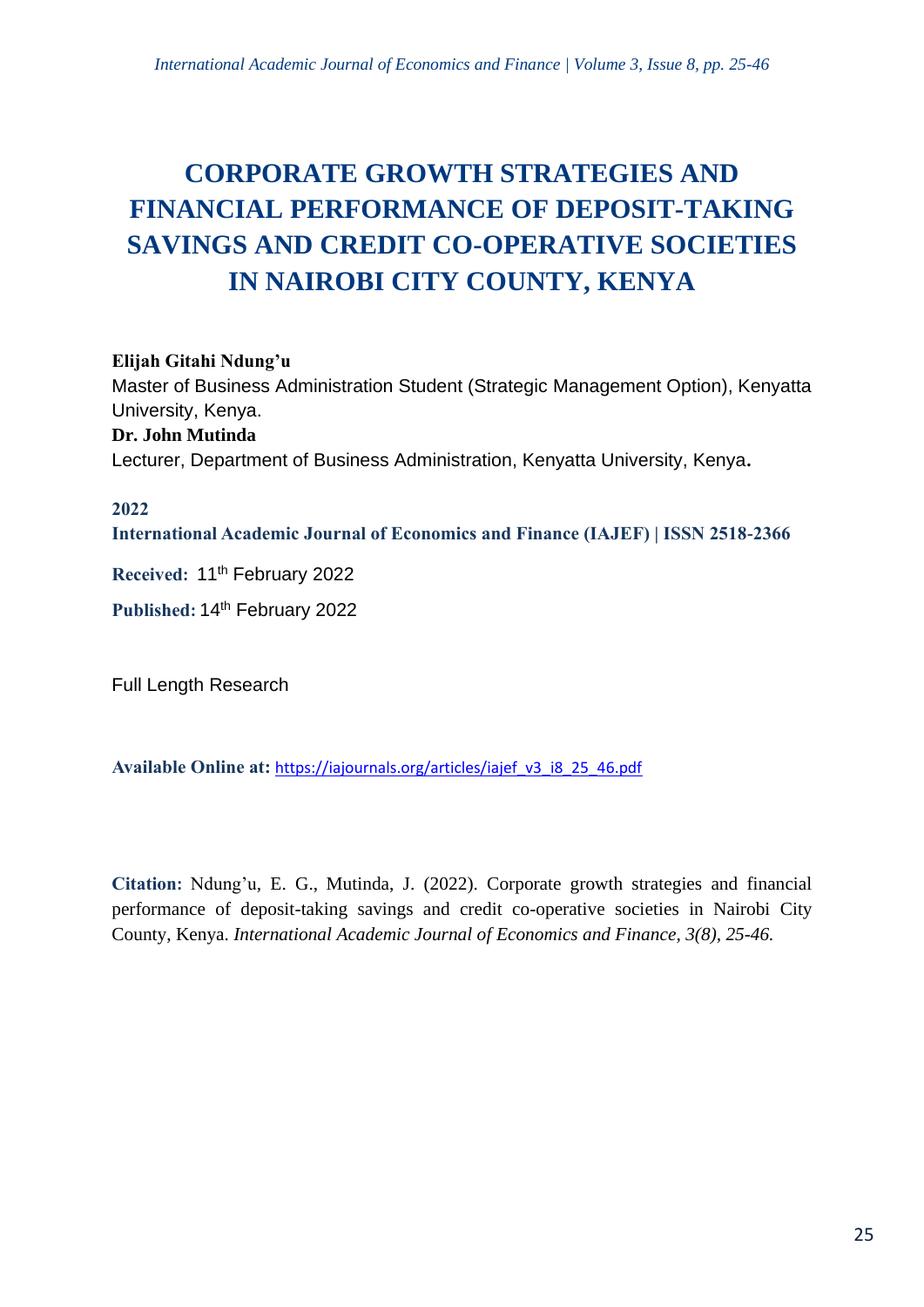# CORPORATE GROWTH STRATEGIES AND FINANCIAL PERFORMANCE OF DEPOSIT-TAKING SAVINGS AND CREDIT CO-OPERATIVE SOCIETIES IN NAIROBI CITY COUNTY, KENYA

**Elijah Gitahi Ndung'u**
Master of Business Administration Student (Strategic Management Option), Kenyatta University, Kenya.
**Dr. John Mutinda**
Lecturer, Department of Business Administration, Kenyatta University, Kenya.

**2022**
**International Academic Journal of Economics and Finance (IAJEF) | ISSN 2518-2366**

**Received:** 11th February 2022

**Published:** 14th February 2022

Full Length Research

**Available Online at:** https://iajournals.org/articles/iajef_v3_i8_25_46.pdf

**Citation:** Ndung'u, E. G., Mutinda, J. (2022). Corporate growth strategies and financial performance of deposit-taking savings and credit co-operative societies in Nairobi City County, Kenya. *International Academic Journal of Economics and Finance, 3(8), 25-46.*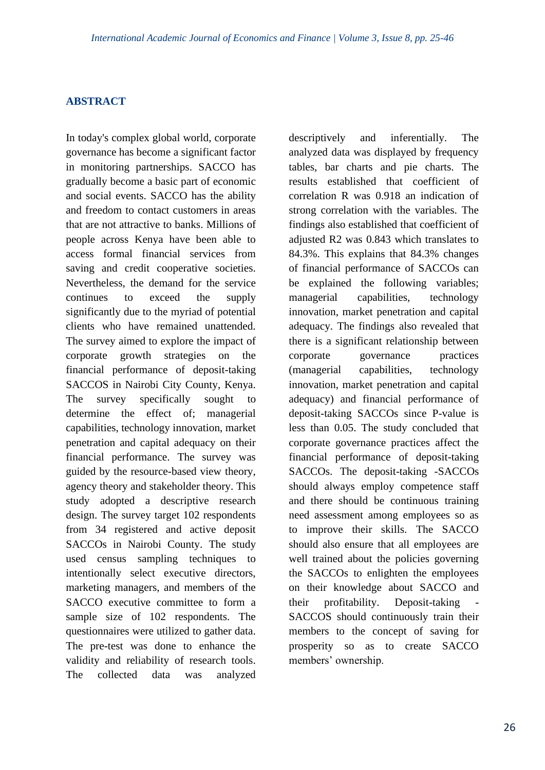## ABSTRACT

In today's complex global world, corporate governance has become a significant factor in monitoring partnerships. SACCO has gradually become a basic part of economic and social events. SACCO has the ability and freedom to contact customers in areas that are not attractive to banks. Millions of people across Kenya have been able to access formal financial services from saving and credit cooperative societies. Nevertheless, the demand for the service continues to exceed the supply significantly due to the myriad of potential clients who have remained unattended. The survey aimed to explore the impact of corporate growth strategies on the financial performance of deposit-taking SACCOS in Nairobi City County, Kenya. The survey specifically sought to determine the effect of; managerial capabilities, technology innovation, market penetration and capital adequacy on their financial performance. The survey was guided by the resource-based view theory, agency theory and stakeholder theory. This study adopted a descriptive research design. The survey target 102 respondents from 34 registered and active deposit SACCOs in Nairobi County. The study used census sampling techniques to intentionally select executive directors, marketing managers, and members of the SACCO executive committee to form a sample size of 102 respondents. The questionnaires were utilized to gather data. The pre-test was done to enhance the validity and reliability of research tools. The collected data was analyzed descriptively and inferentially. The analyzed data was displayed by frequency tables, bar charts and pie charts. The results established that coefficient of correlation R was 0.918 an indication of strong correlation with the variables. The findings also established that coefficient of adjusted R2 was 0.843 which translates to 84.3%. This explains that 84.3% changes of financial performance of SACCOs can be explained the following variables; managerial capabilities, technology innovation, market penetration and capital adequacy. The findings also revealed that there is a significant relationship between corporate governance practices (managerial capabilities, technology innovation, market penetration and capital adequacy) and financial performance of deposit-taking SACCOs since P-value is less than 0.05. The study concluded that corporate governance practices affect the financial performance of deposit-taking SACCOs. The deposit-taking -SACCOs should always employ competence staff and there should be continuous training need assessment among employees so as to improve their skills. The SACCO should also ensure that all employees are well trained about the policies governing the SACCOs to enlighten the employees on their knowledge about SACCO and their profitability. Deposit-taking -SACCOS should continuously train their members to the concept of saving for prosperity so as to create SACCO members' ownership.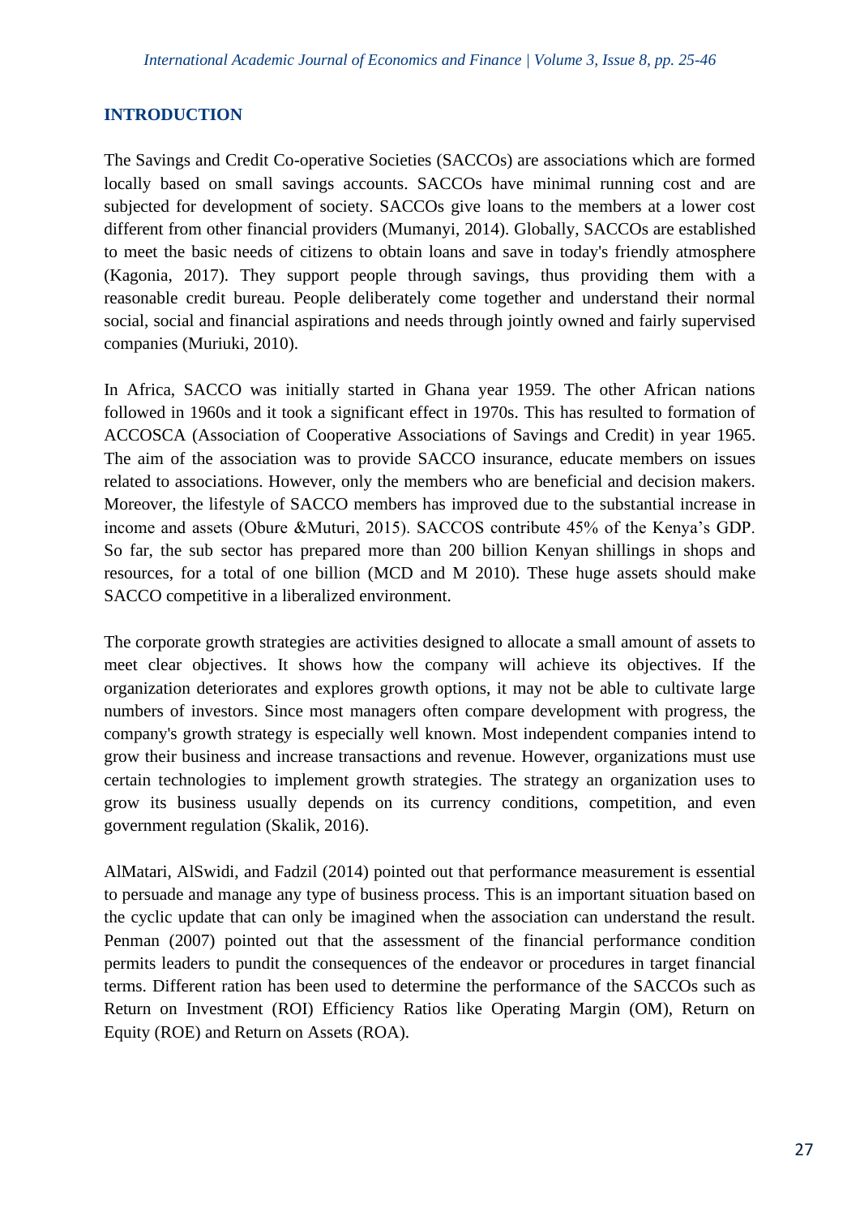## INTRODUCTION

The Savings and Credit Co-operative Societies (SACCOs) are associations which are formed locally based on small savings accounts. SACCOs have minimal running cost and are subjected for development of society. SACCOs give loans to the members at a lower cost different from other financial providers (Mumanyi, 2014). Globally, SACCOs are established to meet the basic needs of citizens to obtain loans and save in today's friendly atmosphere (Kagonia, 2017). They support people through savings, thus providing them with a reasonable credit bureau. People deliberately come together and understand their normal social, social and financial aspirations and needs through jointly owned and fairly supervised companies (Muriuki, 2010).

In Africa, SACCO was initially started in Ghana year 1959. The other African nations followed in 1960s and it took a significant effect in 1970s. This has resulted to formation of ACCOSCA (Association of Cooperative Associations of Savings and Credit) in year 1965. The aim of the association was to provide SACCO insurance, educate members on issues related to associations. However, only the members who are beneficial and decision makers. Moreover, the lifestyle of SACCO members has improved due to the substantial increase in income and assets (Obure &Muturi, 2015). SACCOS contribute 45% of the Kenya's GDP. So far, the sub sector has prepared more than 200 billion Kenyan shillings in shops and resources, for a total of one billion (MCD and M 2010). These huge assets should make SACCO competitive in a liberalized environment.

The corporate growth strategies are activities designed to allocate a small amount of assets to meet clear objectives. It shows how the company will achieve its objectives. If the organization deteriorates and explores growth options, it may not be able to cultivate large numbers of investors. Since most managers often compare development with progress, the company's growth strategy is especially well known. Most independent companies intend to grow their business and increase transactions and revenue. However, organizations must use certain technologies to implement growth strategies. The strategy an organization uses to grow its business usually depends on its currency conditions, competition, and even government regulation (Skalik, 2016).

AlMatari, AlSwidi, and Fadzil (2014) pointed out that performance measurement is essential to persuade and manage any type of business process. This is an important situation based on the cyclic update that can only be imagined when the association can understand the result. Penman (2007) pointed out that the assessment of the financial performance condition permits leaders to pundit the consequences of the endeavor or procedures in target financial terms. Different ration has been used to determine the performance of the SACCOs such as Return on Investment (ROI) Efficiency Ratios like Operating Margin (OM), Return on Equity (ROE) and Return on Assets (ROA).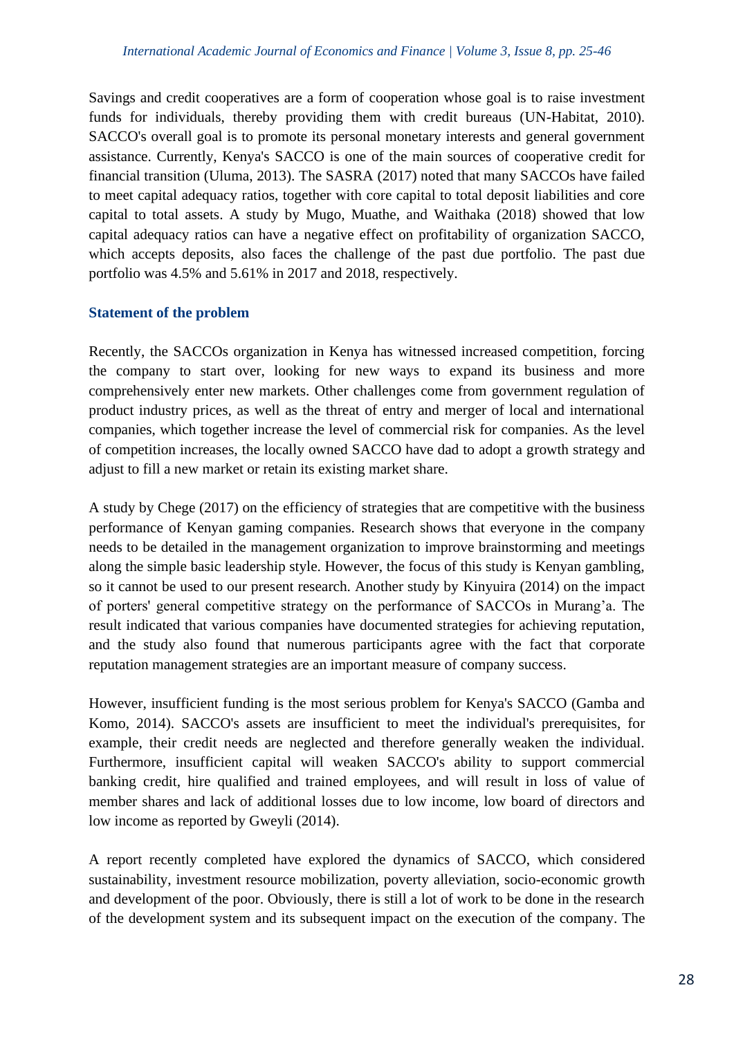Savings and credit cooperatives are a form of cooperation whose goal is to raise investment funds for individuals, thereby providing them with credit bureaus (UN-Habitat, 2010). SACCO's overall goal is to promote its personal monetary interests and general government assistance. Currently, Kenya's SACCO is one of the main sources of cooperative credit for financial transition (Uluma, 2013). The SASRA (2017) noted that many SACCOs have failed to meet capital adequacy ratios, together with core capital to total deposit liabilities and core capital to total assets. A study by Mugo, Muathe, and Waithaka (2018) showed that low capital adequacy ratios can have a negative effect on profitability of organization SACCO, which accepts deposits, also faces the challenge of the past due portfolio. The past due portfolio was 4.5% and 5.61% in 2017 and 2018, respectively.

## Statement of the problem

Recently, the SACCOs organization in Kenya has witnessed increased competition, forcing the company to start over, looking for new ways to expand its business and more comprehensively enter new markets. Other challenges come from government regulation of product industry prices, as well as the threat of entry and merger of local and international companies, which together increase the level of commercial risk for companies. As the level of competition increases, the locally owned SACCO have dad to adopt a growth strategy and adjust to fill a new market or retain its existing market share.

A study by Chege (2017) on the efficiency of strategies that are competitive with the business performance of Kenyan gaming companies. Research shows that everyone in the company needs to be detailed in the management organization to improve brainstorming and meetings along the simple basic leadership style. However, the focus of this study is Kenyan gambling, so it cannot be used to our present research. Another study by Kinyuira (2014) on the impact of porters' general competitive strategy on the performance of SACCOs in Murang'a. The result indicated that various companies have documented strategies for achieving reputation, and the study also found that numerous participants agree with the fact that corporate reputation management strategies are an important measure of company success.

However, insufficient funding is the most serious problem for Kenya's SACCO (Gamba and Komo, 2014). SACCO's assets are insufficient to meet the individual's prerequisites, for example, their credit needs are neglected and therefore generally weaken the individual. Furthermore, insufficient capital will weaken SACCO's ability to support commercial banking credit, hire qualified and trained employees, and will result in loss of value of member shares and lack of additional losses due to low income, low board of directors and low income as reported by Gweyli (2014).

A report recently completed have explored the dynamics of SACCO, which considered sustainability, investment resource mobilization, poverty alleviation, socio-economic growth and development of the poor. Obviously, there is still a lot of work to be done in the research of the development system and its subsequent impact on the execution of the company. The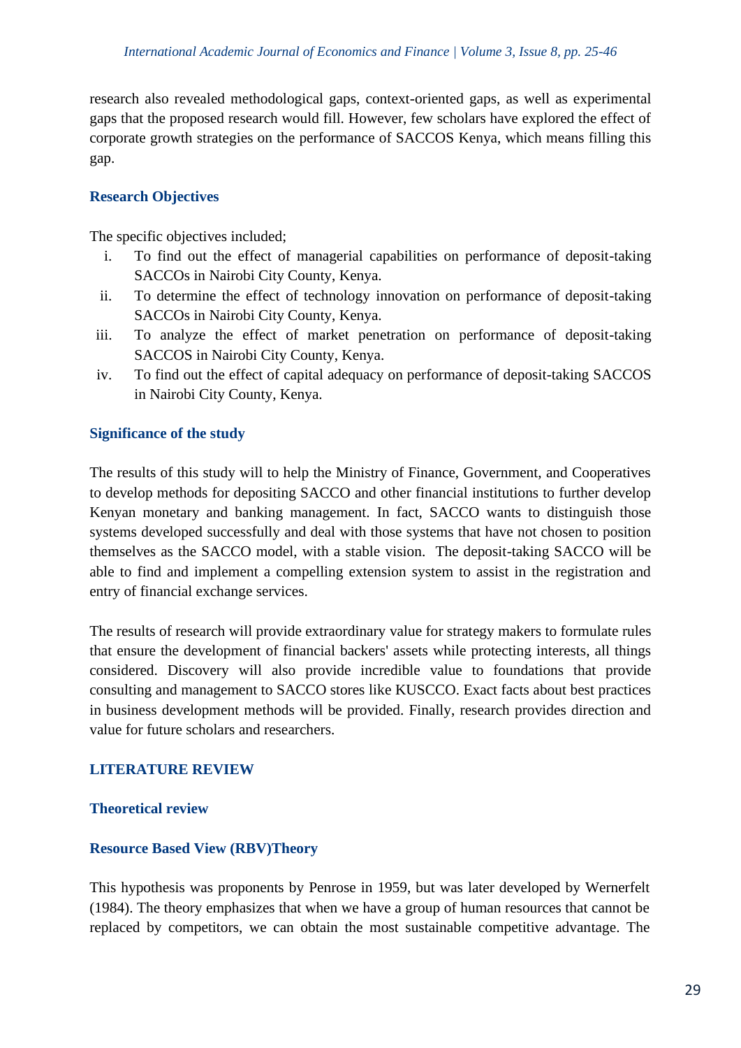research also revealed methodological gaps, context-oriented gaps, as well as experimental gaps that the proposed research would fill. However, few scholars have explored the effect of corporate growth strategies on the performance of SACCOS Kenya, which means filling this gap.

## Research Objectives

The specific objectives included;

i. To find out the effect of managerial capabilities on performance of deposit-taking SACCOs in Nairobi City County, Kenya.
ii. To determine the effect of technology innovation on performance of deposit-taking SACCOs in Nairobi City County, Kenya.
iii. To analyze the effect of market penetration on performance of deposit-taking SACCOS in Nairobi City County, Kenya.
iv. To find out the effect of capital adequacy on performance of deposit-taking SACCOS in Nairobi City County, Kenya.

## Significance of the study

The results of this study will to help the Ministry of Finance, Government, and Cooperatives to develop methods for depositing SACCO and other financial institutions to further develop Kenyan monetary and banking management. In fact, SACCO wants to distinguish those systems developed successfully and deal with those systems that have not chosen to position themselves as the SACCO model, with a stable vision. The deposit-taking SACCO will be able to find and implement a compelling extension system to assist in the registration and entry of financial exchange services.

The results of research will provide extraordinary value for strategy makers to formulate rules that ensure the development of financial backers' assets while protecting interests, all things considered. Discovery will also provide incredible value to foundations that provide consulting and management to SACCO stores like KUSCCO. Exact facts about best practices in business development methods will be provided. Finally, research provides direction and value for future scholars and researchers.

# LITERATURE REVIEW

## Theoretical review

### Resource Based View (RBV)Theory

This hypothesis was proponents by Penrose in 1959, but was later developed by Wernerfelt (1984). The theory emphasizes that when we have a group of human resources that cannot be replaced by competitors, we can obtain the most sustainable competitive advantage. The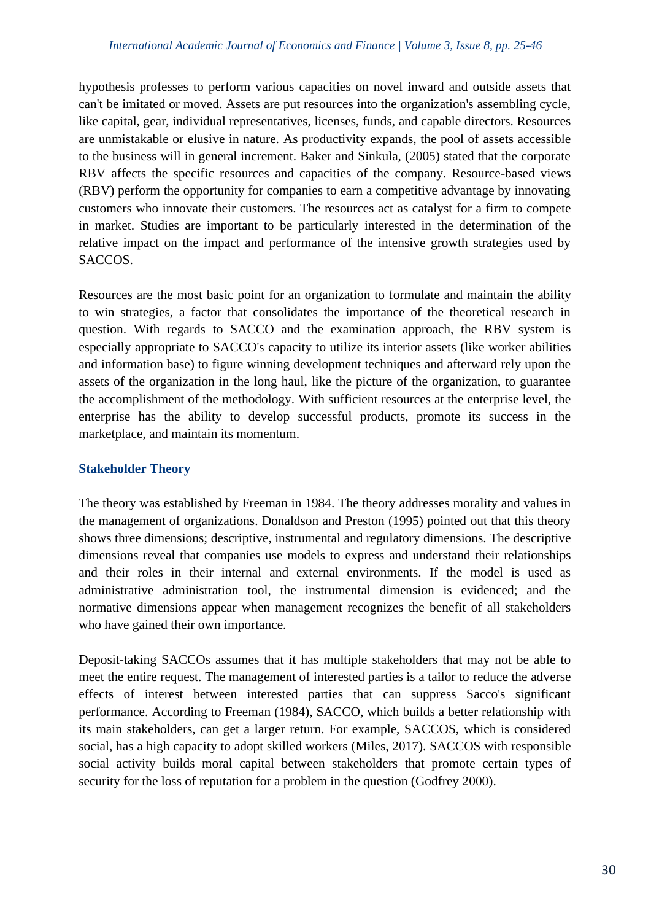hypothesis professes to perform various capacities on novel inward and outside assets that can't be imitated or moved. Assets are put resources into the organization's assembling cycle, like capital, gear, individual representatives, licenses, funds, and capable directors. Resources are unmistakable or elusive in nature. As productivity expands, the pool of assets accessible to the business will in general increment. Baker and Sinkula, (2005) stated that the corporate RBV affects the specific resources and capacities of the company. Resource-based views (RBV) perform the opportunity for companies to earn a competitive advantage by innovating customers who innovate their customers. The resources act as catalyst for a firm to compete in market. Studies are important to be particularly interested in the determination of the relative impact on the impact and performance of the intensive growth strategies used by SACCOS.

Resources are the most basic point for an organization to formulate and maintain the ability to win strategies, a factor that consolidates the importance of the theoretical research in question. With regards to SACCO and the examination approach, the RBV system is especially appropriate to SACCO's capacity to utilize its interior assets (like worker abilities and information base) to figure winning development techniques and afterward rely upon the assets of the organization in the long haul, like the picture of the organization, to guarantee the accomplishment of the methodology. With sufficient resources at the enterprise level, the enterprise has the ability to develop successful products, promote its success in the marketplace, and maintain its momentum.

### Stakeholder Theory

The theory was established by Freeman in 1984. The theory addresses morality and values in the management of organizations. Donaldson and Preston (1995) pointed out that this theory shows three dimensions; descriptive, instrumental and regulatory dimensions. The descriptive dimensions reveal that companies use models to express and understand their relationships and their roles in their internal and external environments. If the model is used as administrative administration tool, the instrumental dimension is evidenced; and the normative dimensions appear when management recognizes the benefit of all stakeholders who have gained their own importance.

Deposit-taking SACCOs assumes that it has multiple stakeholders that may not be able to meet the entire request. The management of interested parties is a tailor to reduce the adverse effects of interest between interested parties that can suppress Sacco's significant performance. According to Freeman (1984), SACCO, which builds a better relationship with its main stakeholders, can get a larger return. For example, SACCOS, which is considered social, has a high capacity to adopt skilled workers (Miles, 2017). SACCOS with responsible social activity builds moral capital between stakeholders that promote certain types of security for the loss of reputation for a problem in the question (Godfrey 2000).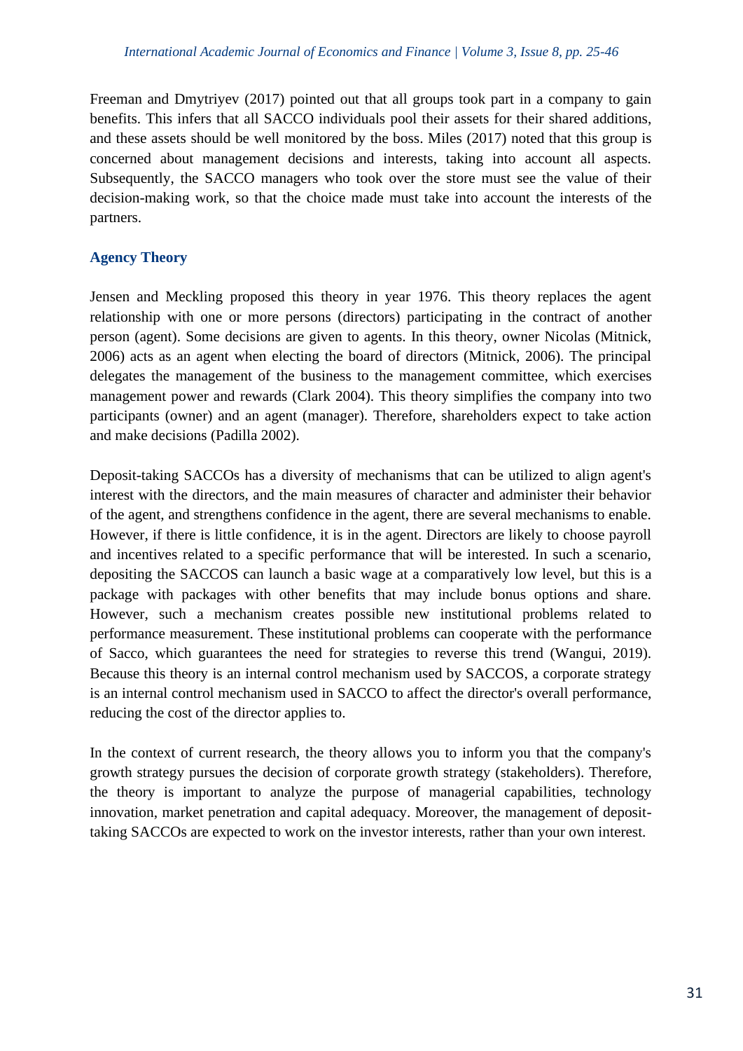Freeman and Dmytriyev (2017) pointed out that all groups took part in a company to gain benefits. This infers that all SACCO individuals pool their assets for their shared additions, and these assets should be well monitored by the boss. Miles (2017) noted that this group is concerned about management decisions and interests, taking into account all aspects. Subsequently, the SACCO managers who took over the store must see the value of their decision-making work, so that the choice made must take into account the interests of the partners.

### Agency Theory

Jensen and Meckling proposed this theory in year 1976. This theory replaces the agent relationship with one or more persons (directors) participating in the contract of another person (agent). Some decisions are given to agents. In this theory, owner Nicolas (Mitnick, 2006) acts as an agent when electing the board of directors (Mitnick, 2006). The principal delegates the management of the business to the management committee, which exercises management power and rewards (Clark 2004). This theory simplifies the company into two participants (owner) and an agent (manager). Therefore, shareholders expect to take action and make decisions (Padilla 2002).

Deposit-taking SACCOs has a diversity of mechanisms that can be utilized to align agent's interest with the directors, and the main measures of character and administer their behavior of the agent, and strengthens confidence in the agent, there are several mechanisms to enable. However, if there is little confidence, it is in the agent. Directors are likely to choose payroll and incentives related to a specific performance that will be interested. In such a scenario, depositing the SACCOS can launch a basic wage at a comparatively low level, but this is a package with packages with other benefits that may include bonus options and share. However, such a mechanism creates possible new institutional problems related to performance measurement. These institutional problems can cooperate with the performance of Sacco, which guarantees the need for strategies to reverse this trend (Wangui, 2019). Because this theory is an internal control mechanism used by SACCOS, a corporate strategy is an internal control mechanism used in SACCO to affect the director's overall performance, reducing the cost of the director applies to.

In the context of current research, the theory allows you to inform you that the company's growth strategy pursues the decision of corporate growth strategy (stakeholders). Therefore, the theory is important to analyze the purpose of managerial capabilities, technology innovation, market penetration and capital adequacy. Moreover, the management of deposit-taking SACCOs are expected to work on the investor interests, rather than your own interest.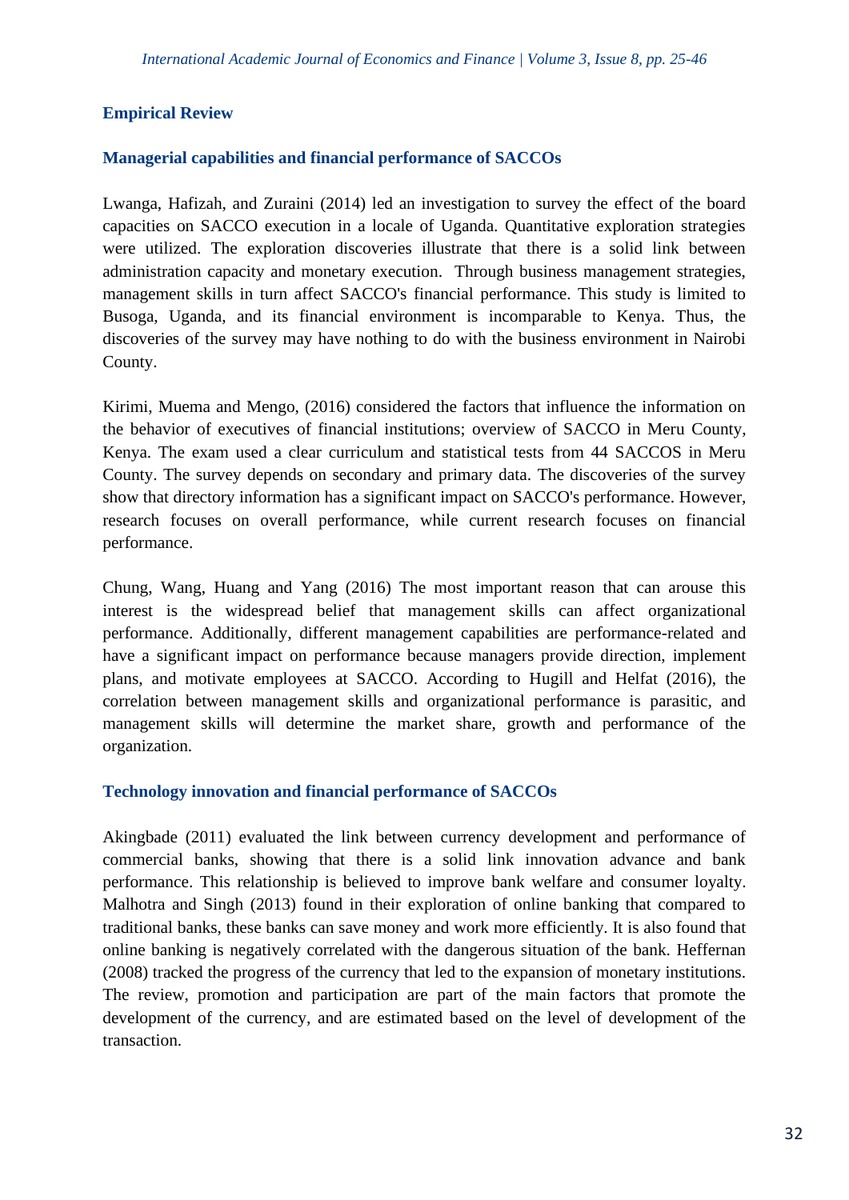## Empirical Review

### Managerial capabilities and financial performance of SACCOs

Lwanga, Hafizah, and Zuraini (2014) led an investigation to survey the effect of the board capacities on SACCO execution in a locale of Uganda. Quantitative exploration strategies were utilized. The exploration discoveries illustrate that there is a solid link between administration capacity and monetary execution. Through business management strategies, management skills in turn affect SACCO's financial performance. This study is limited to Busoga, Uganda, and its financial environment is incomparable to Kenya. Thus, the discoveries of the survey may have nothing to do with the business environment in Nairobi County.

Kirimi, Muema and Mengo, (2016) considered the factors that influence the information on the behavior of executives of financial institutions; overview of SACCO in Meru County, Kenya. The exam used a clear curriculum and statistical tests from 44 SACCOS in Meru County. The survey depends on secondary and primary data. The discoveries of the survey show that directory information has a significant impact on SACCO's performance. However, research focuses on overall performance, while current research focuses on financial performance.

Chung, Wang, Huang and Yang (2016) The most important reason that can arouse this interest is the widespread belief that management skills can affect organizational performance. Additionally, different management capabilities are performance-related and have a significant impact on performance because managers provide direction, implement plans, and motivate employees at SACCO. According to Hugill and Helfat (2016), the correlation between management skills and organizational performance is parasitic, and management skills will determine the market share, growth and performance of the organization.

### Technology innovation and financial performance of SACCOs

Akingbade (2011) evaluated the link between currency development and performance of commercial banks, showing that there is a solid link innovation advance and bank performance. This relationship is believed to improve bank welfare and consumer loyalty. Malhotra and Singh (2013) found in their exploration of online banking that compared to traditional banks, these banks can save money and work more efficiently. It is also found that online banking is negatively correlated with the dangerous situation of the bank. Heffernan (2008) tracked the progress of the currency that led to the expansion of monetary institutions. The review, promotion and participation are part of the main factors that promote the development of the currency, and are estimated based on the level of development of the transaction.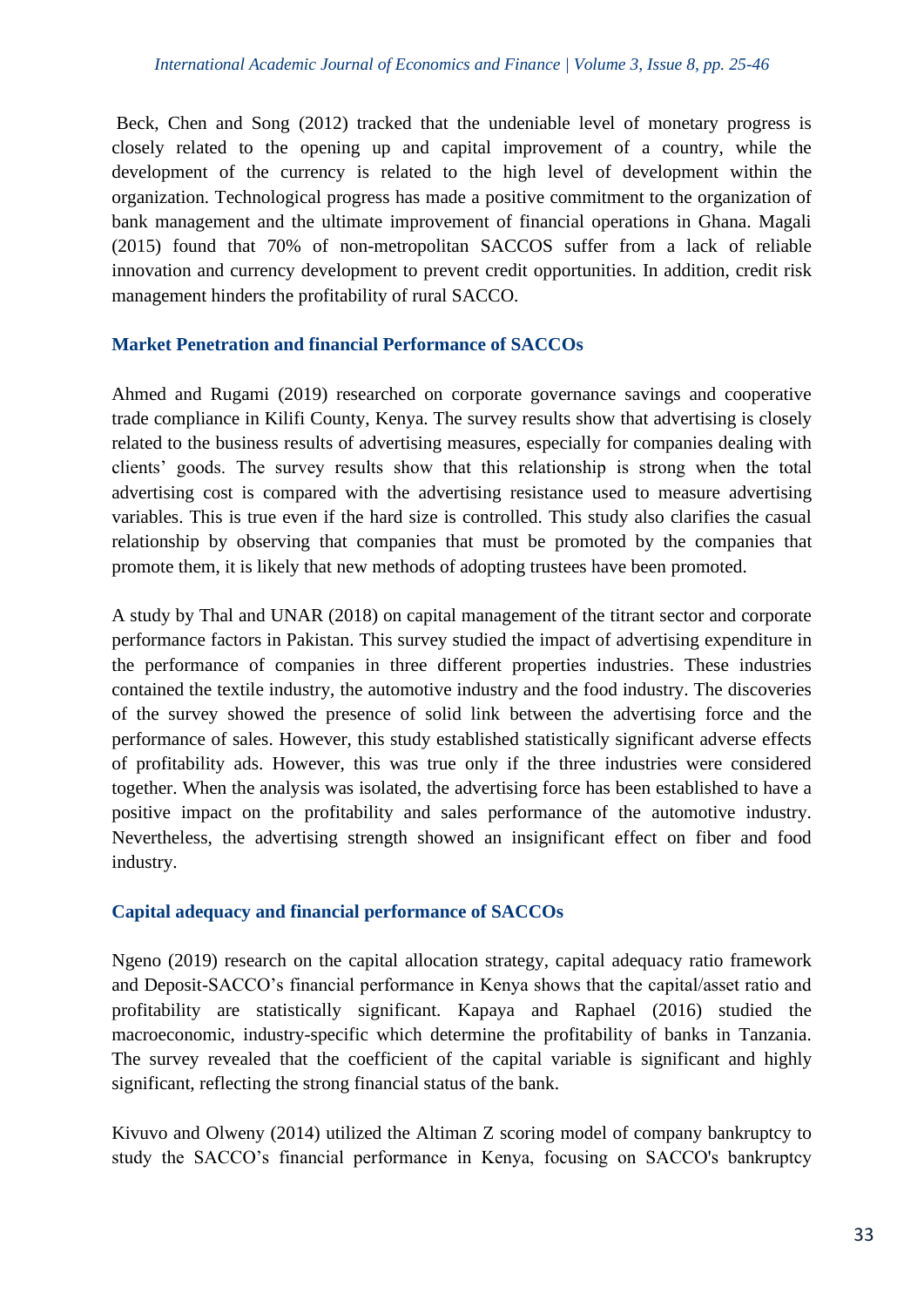Beck, Chen and Song (2012) tracked that the undeniable level of monetary progress is closely related to the opening up and capital improvement of a country, while the development of the currency is related to the high level of development within the organization. Technological progress has made a positive commitment to the organization of bank management and the ultimate improvement of financial operations in Ghana. Magali (2015) found that 70% of non-metropolitan SACCOS suffer from a lack of reliable innovation and currency development to prevent credit opportunities. In addition, credit risk management hinders the profitability of rural SACCO.

### Market Penetration and financial Performance of SACCOs

Ahmed and Rugami (2019) researched on corporate governance savings and cooperative trade compliance in Kilifi County, Kenya. The survey results show that advertising is closely related to the business results of advertising measures, especially for companies dealing with clients' goods. The survey results show that this relationship is strong when the total advertising cost is compared with the advertising resistance used to measure advertising variables. This is true even if the hard size is controlled. This study also clarifies the casual relationship by observing that companies that must be promoted by the companies that promote them, it is likely that new methods of adopting trustees have been promoted.

A study by Thal and UNAR (2018) on capital management of the titrant sector and corporate performance factors in Pakistan. This survey studied the impact of advertising expenditure in the performance of companies in three different properties industries. These industries contained the textile industry, the automotive industry and the food industry. The discoveries of the survey showed the presence of solid link between the advertising force and the performance of sales. However, this study established statistically significant adverse effects of profitability ads. However, this was true only if the three industries were considered together. When the analysis was isolated, the advertising force has been established to have a positive impact on the profitability and sales performance of the automotive industry. Nevertheless, the advertising strength showed an insignificant effect on fiber and food industry.

### Capital adequacy and financial performance of SACCOs

Ngeno (2019) research on the capital allocation strategy, capital adequacy ratio framework and Deposit-SACCO's financial performance in Kenya shows that the capital/asset ratio and profitability are statistically significant. Kapaya and Raphael (2016) studied the macroeconomic, industry-specific which determine the profitability of banks in Tanzania. The survey revealed that the coefficient of the capital variable is significant and highly significant, reflecting the strong financial status of the bank.

Kivuvo and Olweny (2014) utilized the Altiman Z scoring model of company bankruptcy to study the SACCO's financial performance in Kenya, focusing on SACCO's bankruptcy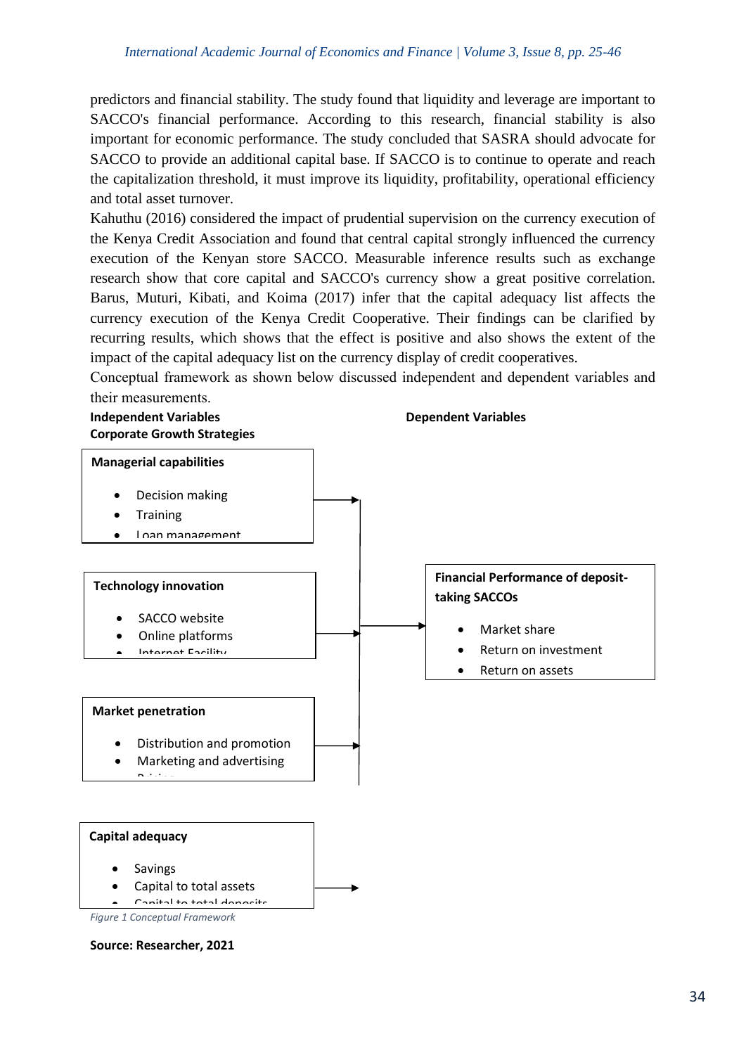predictors and financial stability. The study found that liquidity and leverage are important to SACCO's financial performance. According to this research, financial stability is also important for economic performance. The study concluded that SASRA should advocate for SACCO to provide an additional capital base. If SACCO is to continue to operate and reach the capitalization threshold, it must improve its liquidity, profitability, operational efficiency and total asset turnover.

Kahuthu (2016) considered the impact of prudential supervision on the currency execution of the Kenya Credit Association and found that central capital strongly influenced the currency execution of the Kenyan store SACCO. Measurable inference results such as exchange research show that core capital and SACCO's currency show a great positive correlation. Barus, Muturi, Kibati, and Koima (2017) infer that the capital adequacy list affects the currency execution of the Kenya Credit Cooperative. Their findings can be clarified by recurring results, which shows that the effect is positive and also shows the extent of the impact of the capital adequacy list on the currency display of credit cooperatives.

Conceptual framework as shown below discussed independent and dependent variables and their measurements.

**Independent Variables**
**Corporate Growth Strategies**

**Managerial capabilities**
- Decision making
- Training
- Loan management

**Technology innovation**
- SACCO website
- Online platforms
- Internet Facility

**Market penetration**
- Distribution and promotion
- Marketing and advertising
- Pricing

**Capital adequacy**
- Savings
- Capital to total assets
- Capital to total deposits

**Dependent Variables**

**Financial Performance of deposit-taking SACCOs**
- Market share
- Return on investment
- Return on assets

*Figure 1 Conceptual Framework*

**Source: Researcher, 2021**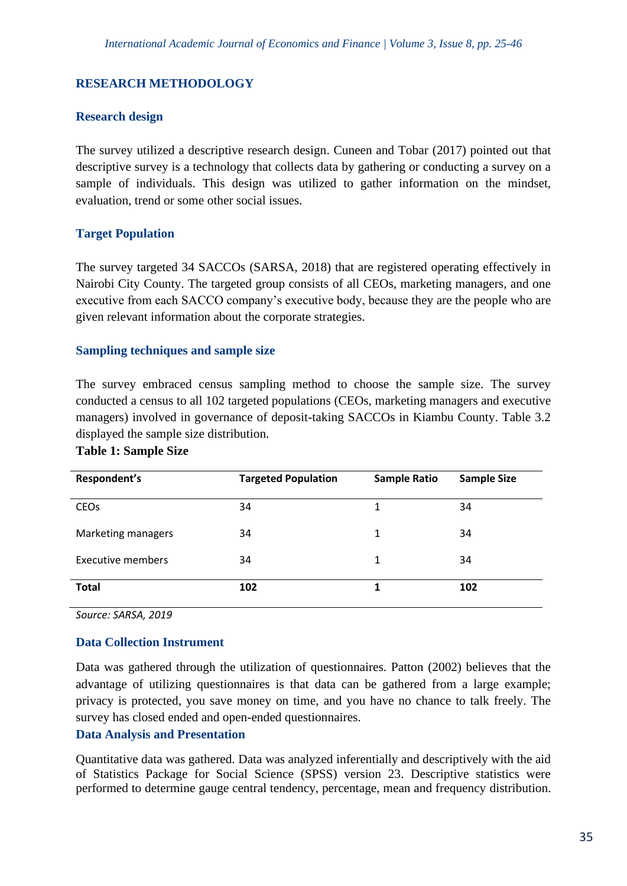## RESEARCH METHODOLOGY

### Research design

The survey utilized a descriptive research design. Cuneen and Tobar (2017) pointed out that descriptive survey is a technology that collects data by gathering or conducting a survey on a sample of individuals. This design was utilized to gather information on the mindset, evaluation, trend or some other social issues.

### Target Population

The survey targeted 34 SACCOs (SARSA, 2018) that are registered operating effectively in Nairobi City County. The targeted group consists of all CEOs, marketing managers, and one executive from each SACCO company's executive body, because they are the people who are given relevant information about the corporate strategies.

### Sampling techniques and sample size

The survey embraced census sampling method to choose the sample size. The survey conducted a census to all 102 targeted populations (CEOs, marketing managers and executive managers) involved in governance of deposit-taking SACCOs in Kiambu County. Table 3.2 displayed the sample size distribution.

**Table 1: Sample Size**

| Respondent's | Targeted Population | Sample Ratio | Sample Size |
|---|---|---|---|
| CEOs | 34 | 1 | 34 |
| Marketing managers | 34 | 1 | 34 |
| Executive members | 34 | 1 | 34 |
| **Total** | **102** | **1** | **102** |

*Source: SARSA, 2019*

### Data Collection Instrument

Data was gathered through the utilization of questionnaires. Patton (2002) believes that the advantage of utilizing questionnaires is that data can be gathered from a large example; privacy is protected, you save money on time, and you have no chance to talk freely. The survey has closed ended and open-ended questionnaires.

### Data Analysis and Presentation

Quantitative data was gathered. Data was analyzed inferentially and descriptively with the aid of Statistics Package for Social Science (SPSS) version 23. Descriptive statistics were performed to determine gauge central tendency, percentage, mean and frequency distribution.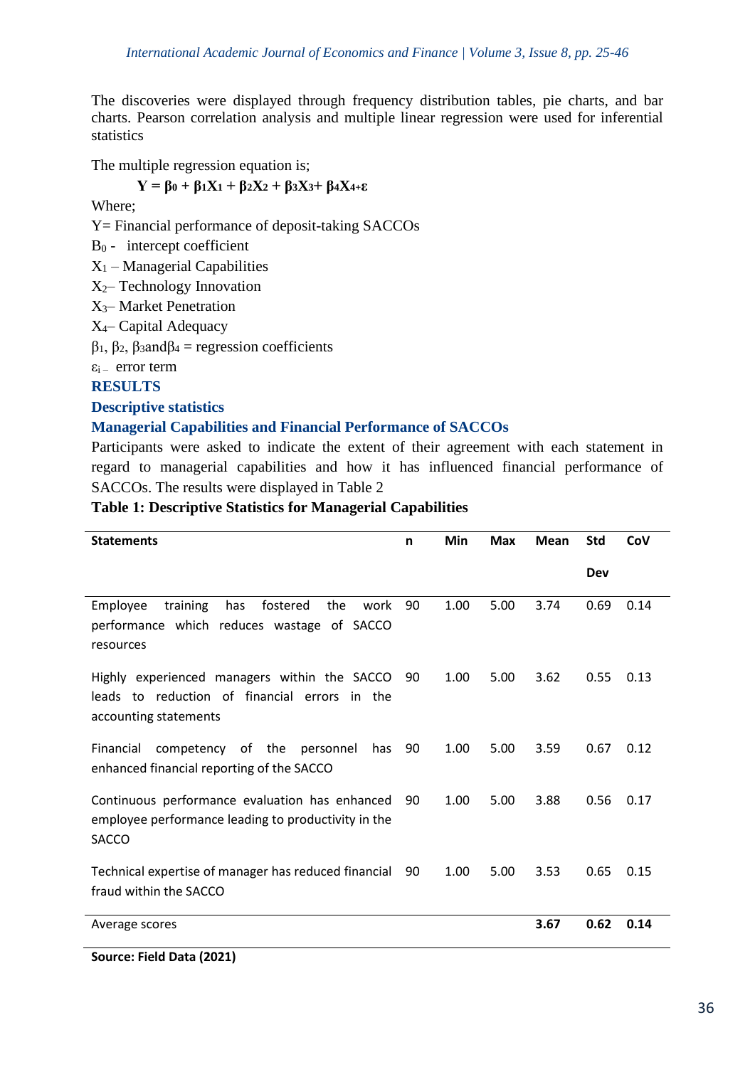The discoveries were displayed through frequency distribution tables, pie charts, and bar charts. Pearson correlation analysis and multiple linear regression were used for inferential statistics

The multiple regression equation is;

$$Y = \beta_0 + \beta_1X_1 + \beta_2X_2 + \beta_3X_3 + \beta_4X_4 + \varepsilon$$

Where;

Y= Financial performance of deposit-taking SACCOs

$B_0$ - intercept coefficient

$X_1$ – Managerial Capabilities

$X_2$– Technology Innovation

$X_3$– Market Penetration

$X_4$– Capital Adequacy

$\beta_1$, $\beta_2$, $\beta_3$and$\beta_4$ = regression coefficients

$\varepsilon_i$ – error term

## RESULTS

### Descriptive statistics

### Managerial Capabilities and Financial Performance of SACCOs

Participants were asked to indicate the extent of their agreement with each statement in regard to managerial capabilities and how it has influenced financial performance of SACCOs. The results were displayed in Table 2

**Table 1: Descriptive Statistics for Managerial Capabilities**

| Statements | n | Min | Max | Mean | Std Dev | CoV |
|---|---|---|---|---|---|---|
| Employee training has fostered the work performance which reduces wastage of SACCO resources | 90 | 1.00 | 5.00 | 3.74 | 0.69 | 0.14 |
| Highly experienced managers within the SACCO leads to reduction of financial errors in the accounting statements | 90 | 1.00 | 5.00 | 3.62 | 0.55 | 0.13 |
| Financial competency of the personnel has enhanced financial reporting of the SACCO | 90 | 1.00 | 5.00 | 3.59 | 0.67 | 0.12 |
| Continuous performance evaluation has enhanced employee performance leading to productivity in the SACCO | 90 | 1.00 | 5.00 | 3.88 | 0.56 | 0.17 |
| Technical expertise of manager has reduced financial fraud within the SACCO | 90 | 1.00 | 5.00 | 3.53 | 0.65 | 0.15 |
| Average scores | | | | **3.67** | **0.62** | **0.14** |

**Source: Field Data (2021)**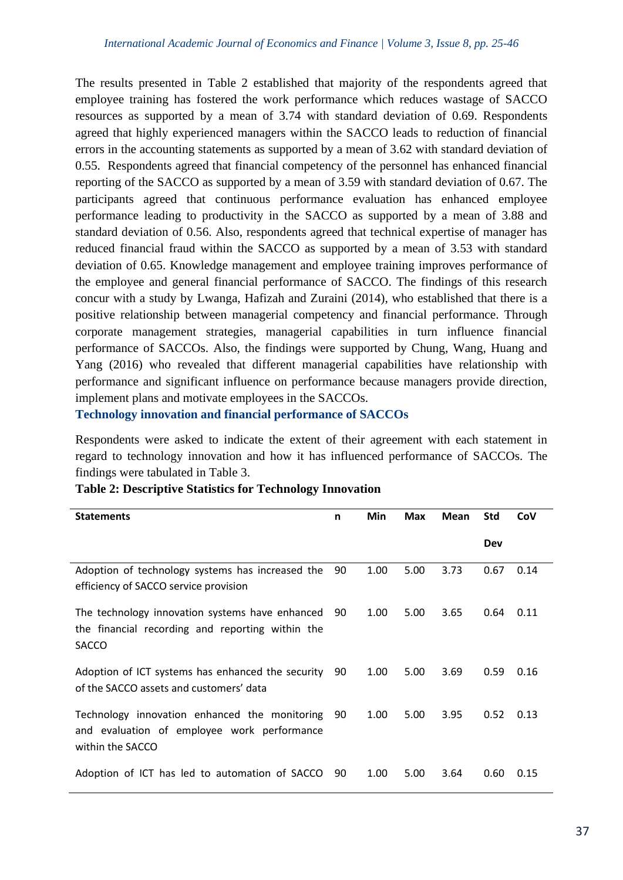The results presented in Table 2 established that majority of the respondents agreed that employee training has fostered the work performance which reduces wastage of SACCO resources as supported by a mean of 3.74 with standard deviation of 0.69. Respondents agreed that highly experienced managers within the SACCO leads to reduction of financial errors in the accounting statements as supported by a mean of 3.62 with standard deviation of 0.55. Respondents agreed that financial competency of the personnel has enhanced financial reporting of the SACCO as supported by a mean of 3.59 with standard deviation of 0.67. The participants agreed that continuous performance evaluation has enhanced employee performance leading to productivity in the SACCO as supported by a mean of 3.88 and standard deviation of 0.56. Also, respondents agreed that technical expertise of manager has reduced financial fraud within the SACCO as supported by a mean of 3.53 with standard deviation of 0.65. Knowledge management and employee training improves performance of the employee and general financial performance of SACCO. The findings of this research concur with a study by Lwanga, Hafizah and Zuraini (2014), who established that there is a positive relationship between managerial competency and financial performance. Through corporate management strategies, managerial capabilities in turn influence financial performance of SACCOs. Also, the findings were supported by Chung, Wang, Huang and Yang (2016) who revealed that different managerial capabilities have relationship with performance and significant influence on performance because managers provide direction, implement plans and motivate employees in the SACCOs.

### Technology innovation and financial performance of SACCOs

Respondents were asked to indicate the extent of their agreement with each statement in regard to technology innovation and how it has influenced performance of SACCOs. The findings were tabulated in Table 3.

**Table 2: Descriptive Statistics for Technology Innovation**

| Statements | n | Min | Max | Mean | Std Dev | CoV |
|---|---|---|---|---|---|---|
| Adoption of technology systems has increased the efficiency of SACCO service provision | 90 | 1.00 | 5.00 | 3.73 | 0.67 | 0.14 |
| The technology innovation systems have enhanced the financial recording and reporting within the SACCO | 90 | 1.00 | 5.00 | 3.65 | 0.64 | 0.11 |
| Adoption of ICT systems has enhanced the security of the SACCO assets and customers' data | 90 | 1.00 | 5.00 | 3.69 | 0.59 | 0.16 |
| Technology innovation enhanced the monitoring and evaluation of employee work performance within the SACCO | 90 | 1.00 | 5.00 | 3.95 | 0.52 | 0.13 |
| Adoption of ICT has led to automation of SACCO | 90 | 1.00 | 5.00 | 3.64 | 0.60 | 0.15 |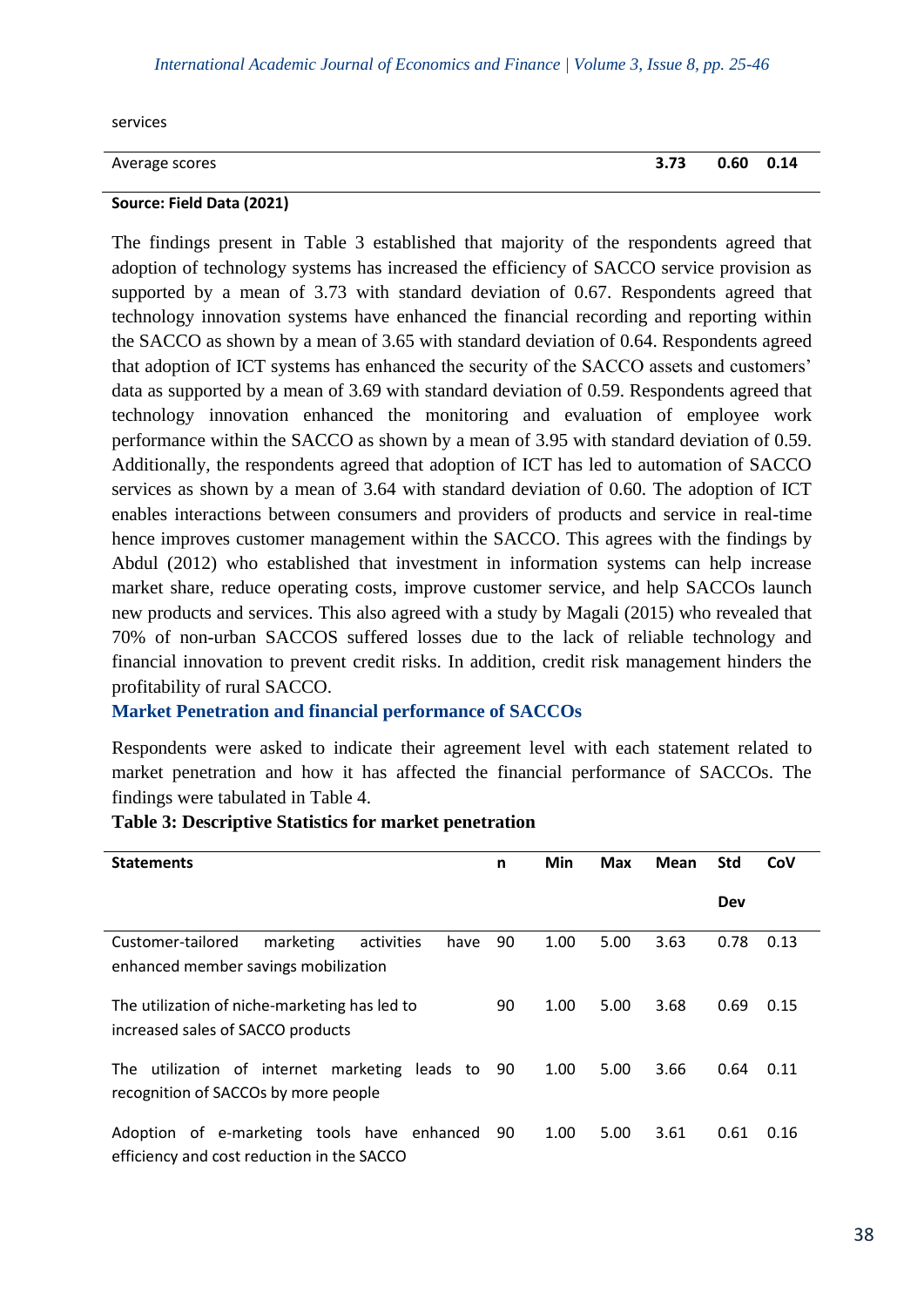| | | | | | | |
|---|---|---|---|---|---|---|
| services | | | | | | |
| Average scores | | | | **3.73** | **0.60** | **0.14** |

**Source: Field Data (2021)**

The findings present in Table 3 established that majority of the respondents agreed that adoption of technology systems has increased the efficiency of SACCO service provision as supported by a mean of 3.73 with standard deviation of 0.67. Respondents agreed that technology innovation systems have enhanced the financial recording and reporting within the SACCO as shown by a mean of 3.65 with standard deviation of 0.64. Respondents agreed that adoption of ICT systems has enhanced the security of the SACCO assets and customers' data as supported by a mean of 3.69 with standard deviation of 0.59. Respondents agreed that technology innovation enhanced the monitoring and evaluation of employee work performance within the SACCO as shown by a mean of 3.95 with standard deviation of 0.59. Additionally, the respondents agreed that adoption of ICT has led to automation of SACCO services as shown by a mean of 3.64 with standard deviation of 0.60. The adoption of ICT enables interactions between consumers and providers of products and service in real-time hence improves customer management within the SACCO. This agrees with the findings by Abdul (2012) who established that investment in information systems can help increase market share, reduce operating costs, improve customer service, and help SACCOs launch new products and services. This also agreed with a study by Magali (2015) who revealed that 70% of non-urban SACCOS suffered losses due to the lack of reliable technology and financial innovation to prevent credit risks. In addition, credit risk management hinders the profitability of rural SACCO.

## Market Penetration and financial performance of SACCOs

Respondents were asked to indicate their agreement level with each statement related to market penetration and how it has affected the financial performance of SACCOs. The findings were tabulated in Table 4.

**Table 3: Descriptive Statistics for market penetration**

| Statements | n | Min | Max | Mean | Std Dev | CoV |
|---|---|---|---|---|---|---|
| Customer-tailored marketing activities have enhanced member savings mobilization | 90 | 1.00 | 5.00 | 3.63 | 0.78 | 0.13 |
| The utilization of niche-marketing has led to increased sales of SACCO products | 90 | 1.00 | 5.00 | 3.68 | 0.69 | 0.15 |
| The utilization of internet marketing leads to recognition of SACCOs by more people | 90 | 1.00 | 5.00 | 3.66 | 0.64 | 0.11 |
| Adoption of e-marketing tools have enhanced efficiency and cost reduction in the SACCO | 90 | 1.00 | 5.00 | 3.61 | 0.61 | 0.16 |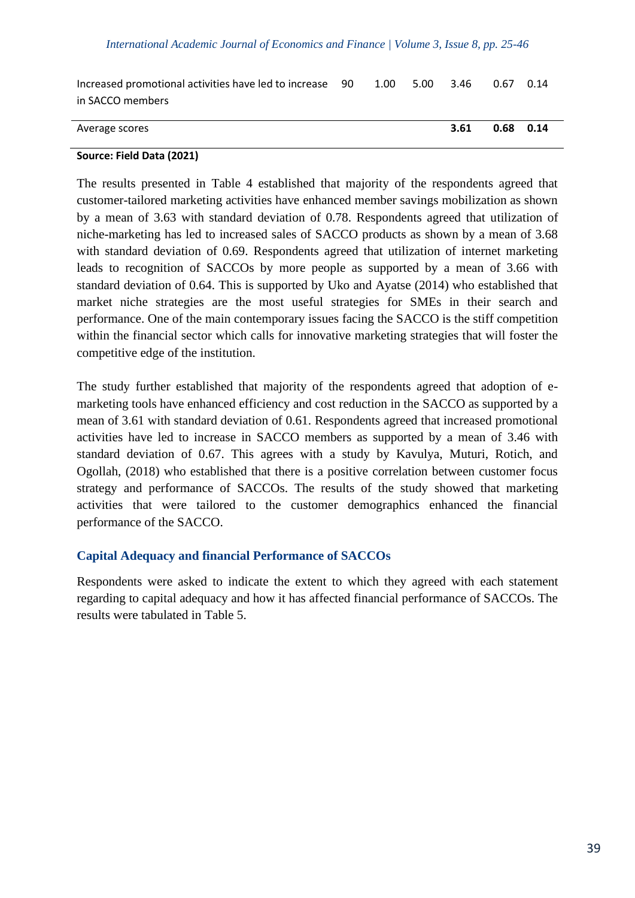| | | | | | | |
|---|---|---|---|---|---|---|
| Increased promotional activities have led to increase in SACCO members | 90 | 1.00 | 5.00 | 3.46 | 0.67 | 0.14 |
| Average scores | | | | **3.61** | **0.68** | **0.14** |

**Source: Field Data (2021)**

The results presented in Table 4 established that majority of the respondents agreed that customer-tailored marketing activities have enhanced member savings mobilization as shown by a mean of 3.63 with standard deviation of 0.78. Respondents agreed that utilization of niche-marketing has led to increased sales of SACCO products as shown by a mean of 3.68 with standard deviation of 0.69. Respondents agreed that utilization of internet marketing leads to recognition of SACCOs by more people as supported by a mean of 3.66 with standard deviation of 0.64. This is supported by Uko and Ayatse (2014) who established that market niche strategies are the most useful strategies for SMEs in their search and performance. One of the main contemporary issues facing the SACCO is the stiff competition within the financial sector which calls for innovative marketing strategies that will foster the competitive edge of the institution.

The study further established that majority of the respondents agreed that adoption of e-marketing tools have enhanced efficiency and cost reduction in the SACCO as supported by a mean of 3.61 with standard deviation of 0.61. Respondents agreed that increased promotional activities have led to increase in SACCO members as supported by a mean of 3.46 with standard deviation of 0.67. This agrees with a study by Kavulya, Muturi, Rotich, and Ogollah, (2018) who established that there is a positive correlation between customer focus strategy and performance of SACCOs. The results of the study showed that marketing activities that were tailored to the customer demographics enhanced the financial performance of the SACCO.

### Capital Adequacy and financial Performance of SACCOs

Respondents were asked to indicate the extent to which they agreed with each statement regarding to capital adequacy and how it has affected financial performance of SACCOs. The results were tabulated in Table 5.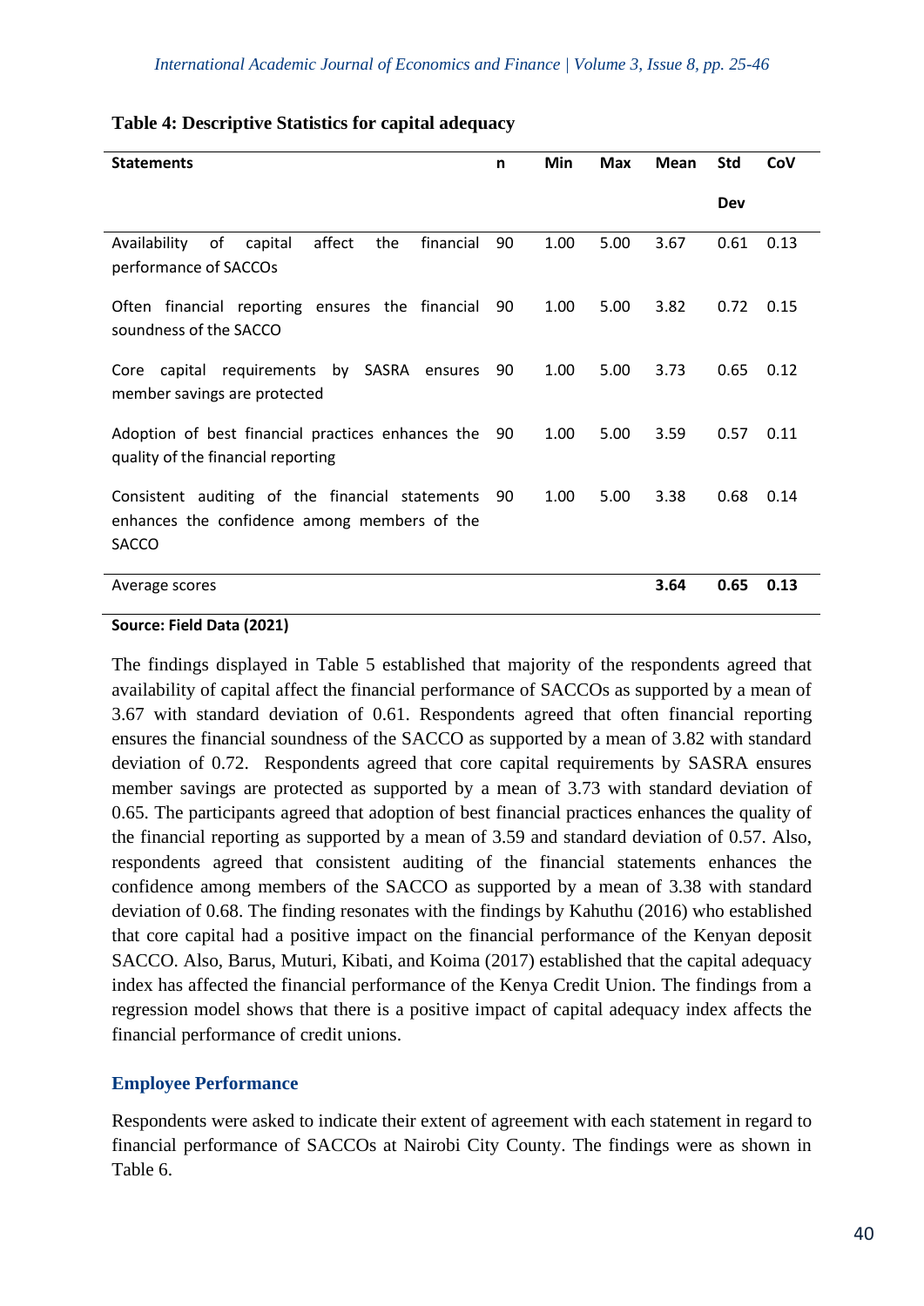**Table 4: Descriptive Statistics for capital adequacy**

| Statements | n | Min | Max | Mean | Std Dev | CoV |
|---|---|---|---|---|---|---|
| Availability of capital affect the financial performance of SACCOs | 90 | 1.00 | 5.00 | 3.67 | 0.61 | 0.13 |
| Often financial reporting ensures the financial soundness of the SACCO | 90 | 1.00 | 5.00 | 3.82 | 0.72 | 0.15 |
| Core capital requirements by SASRA ensures member savings are protected | 90 | 1.00 | 5.00 | 3.73 | 0.65 | 0.12 |
| Adoption of best financial practices enhances the quality of the financial reporting | 90 | 1.00 | 5.00 | 3.59 | 0.57 | 0.11 |
| Consistent auditing of the financial statements enhances the confidence among members of the SACCO | 90 | 1.00 | 5.00 | 3.38 | 0.68 | 0.14 |
| Average scores | | | | **3.64** | **0.65** | **0.13** |

**Source: Field Data (2021)**

The findings displayed in Table 5 established that majority of the respondents agreed that availability of capital affect the financial performance of SACCOs as supported by a mean of 3.67 with standard deviation of 0.61. Respondents agreed that often financial reporting ensures the financial soundness of the SACCO as supported by a mean of 3.82 with standard deviation of 0.72. Respondents agreed that core capital requirements by SASRA ensures member savings are protected as supported by a mean of 3.73 with standard deviation of 0.65. The participants agreed that adoption of best financial practices enhances the quality of the financial reporting as supported by a mean of 3.59 and standard deviation of 0.57. Also, respondents agreed that consistent auditing of the financial statements enhances the confidence among members of the SACCO as supported by a mean of 3.38 with standard deviation of 0.68. The finding resonates with the findings by Kahuthu (2016) who established that core capital had a positive impact on the financial performance of the Kenyan deposit SACCO. Also, Barus, Muturi, Kibati, and Koima (2017) established that the capital adequacy index has affected the financial performance of the Kenya Credit Union. The findings from a regression model shows that there is a positive impact of capital adequacy index affects the financial performance of credit unions.

## Employee Performance

Respondents were asked to indicate their extent of agreement with each statement in regard to financial performance of SACCOs at Nairobi City County. The findings were as shown in Table 6.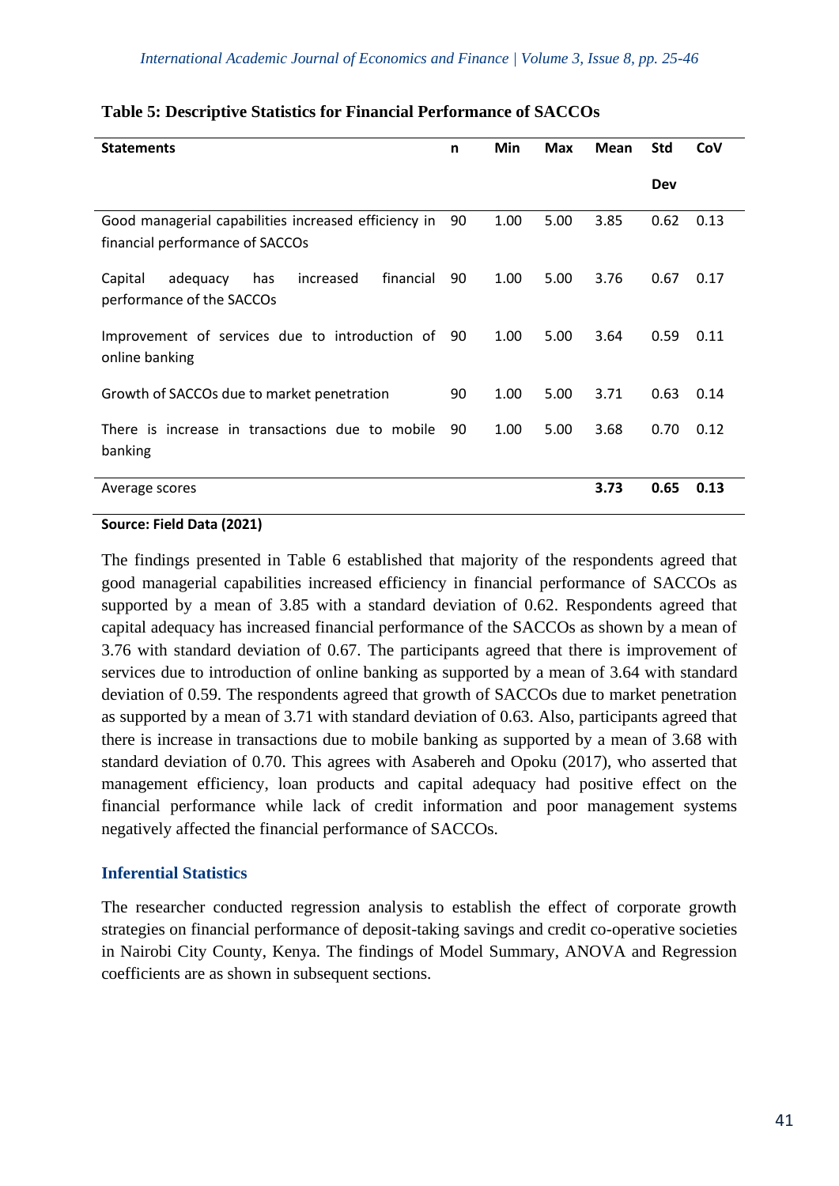**Table 5: Descriptive Statistics for Financial Performance of SACCOs**

| Statements | n | Min | Max | Mean | Std Dev | CoV |
|---|---|---|---|---|---|---|
| Good managerial capabilities increased efficiency in financial performance of SACCOs | 90 | 1.00 | 5.00 | 3.85 | 0.62 | 0.13 |
| Capital adequacy has increased financial performance of the SACCOs | 90 | 1.00 | 5.00 | 3.76 | 0.67 | 0.17 |
| Improvement of services due to introduction of online banking | 90 | 1.00 | 5.00 | 3.64 | 0.59 | 0.11 |
| Growth of SACCOs due to market penetration | 90 | 1.00 | 5.00 | 3.71 | 0.63 | 0.14 |
| There is increase in transactions due to mobile banking | 90 | 1.00 | 5.00 | 3.68 | 0.70 | 0.12 |
| Average scores | | | | **3.73** | **0.65** | **0.13** |

**Source: Field Data (2021)**

The findings presented in Table 6 established that majority of the respondents agreed that good managerial capabilities increased efficiency in financial performance of SACCOs as supported by a mean of 3.85 with a standard deviation of 0.62. Respondents agreed that capital adequacy has increased financial performance of the SACCOs as shown by a mean of 3.76 with standard deviation of 0.67. The participants agreed that there is improvement of services due to introduction of online banking as supported by a mean of 3.64 with standard deviation of 0.59. The respondents agreed that growth of SACCOs due to market penetration as supported by a mean of 3.71 with standard deviation of 0.63. Also, participants agreed that there is increase in transactions due to mobile banking as supported by a mean of 3.68 with standard deviation of 0.70. This agrees with Asabereh and Opoku (2017), who asserted that management efficiency, loan products and capital adequacy had positive effect on the financial performance while lack of credit information and poor management systems negatively affected the financial performance of SACCOs.

## Inferential Statistics

The researcher conducted regression analysis to establish the effect of corporate growth strategies on financial performance of deposit-taking savings and credit co-operative societies in Nairobi City County, Kenya. The findings of Model Summary, ANOVA and Regression coefficients are as shown in subsequent sections.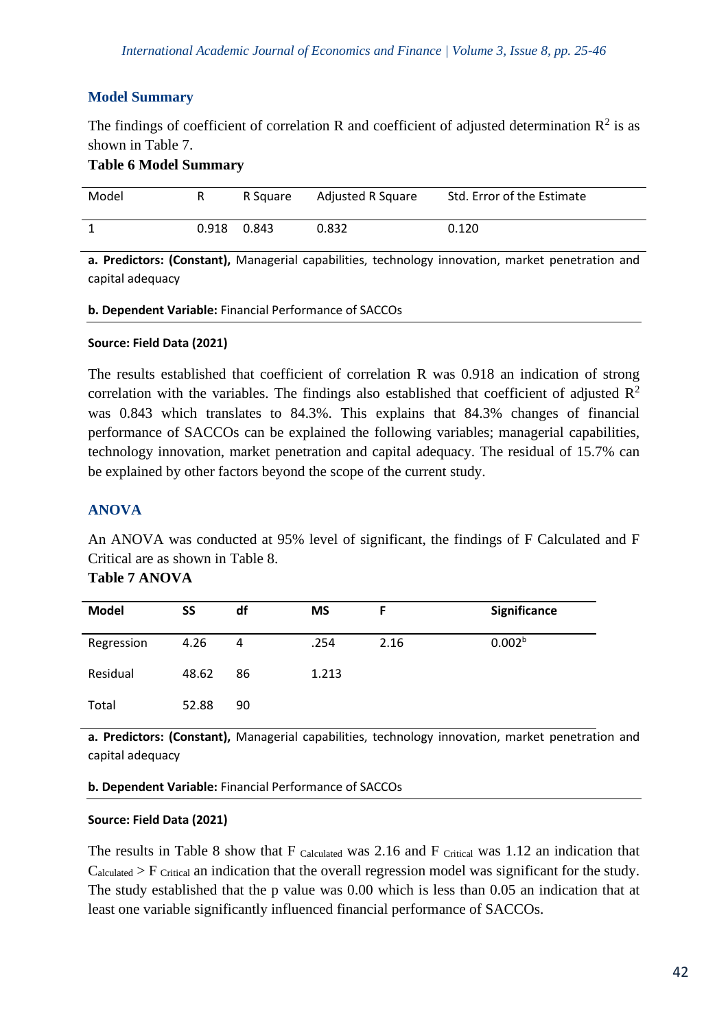## Model Summary

The findings of coefficient of correlation R and coefficient of adjusted determination $R^2$ is as shown in Table 7.

**Table 6 Model Summary**

| Model | R | R Square | Adjusted R Square | Std. Error of the Estimate |
|---|---|---|---|---|
| 1 | 0.918 | 0.843 | 0.832 | 0.120 |

**a. Predictors: (Constant),** Managerial capabilities, technology innovation, market penetration and capital adequacy

**b. Dependent Variable:** Financial Performance of SACCOs

**Source: Field Data (2021)**

The results established that coefficient of correlation R was 0.918 an indication of strong correlation with the variables. The findings also established that coefficient of adjusted $R^2$ was 0.843 which translates to 84.3%. This explains that 84.3% changes of financial performance of SACCOs can be explained the following variables; managerial capabilities, technology innovation, market penetration and capital adequacy. The residual of 15.7% can be explained by other factors beyond the scope of the current study.

## ANOVA

An ANOVA was conducted at 95% level of significant, the findings of F Calculated and F Critical are as shown in Table 8.

**Table 7 ANOVA**

| Model | SS | df | MS | F | Significance |
|---|---|---|---|---|---|
| Regression | 4.26 | 4 | .254 | 2.16 | 0.002[b] |
| Residual | 48.62 | 86 | 1.213 | | |
| Total | 52.88 | 90 | | | |

**a. Predictors: (Constant),** Managerial capabilities, technology innovation, market penetration and capital adequacy

**b. Dependent Variable:** Financial Performance of SACCOs

**Source: Field Data (2021)**

The results in Table 8 show that $F_{Calculated}$ was 2.16 and $F_{Critical}$ was 1.12 an indication that $C_{alculated} > F_{Critical}$ an indication that the overall regression model was significant for the study. The study established that the p value was 0.00 which is less than 0.05 an indication that at least one variable significantly influenced financial performance of SACCOs.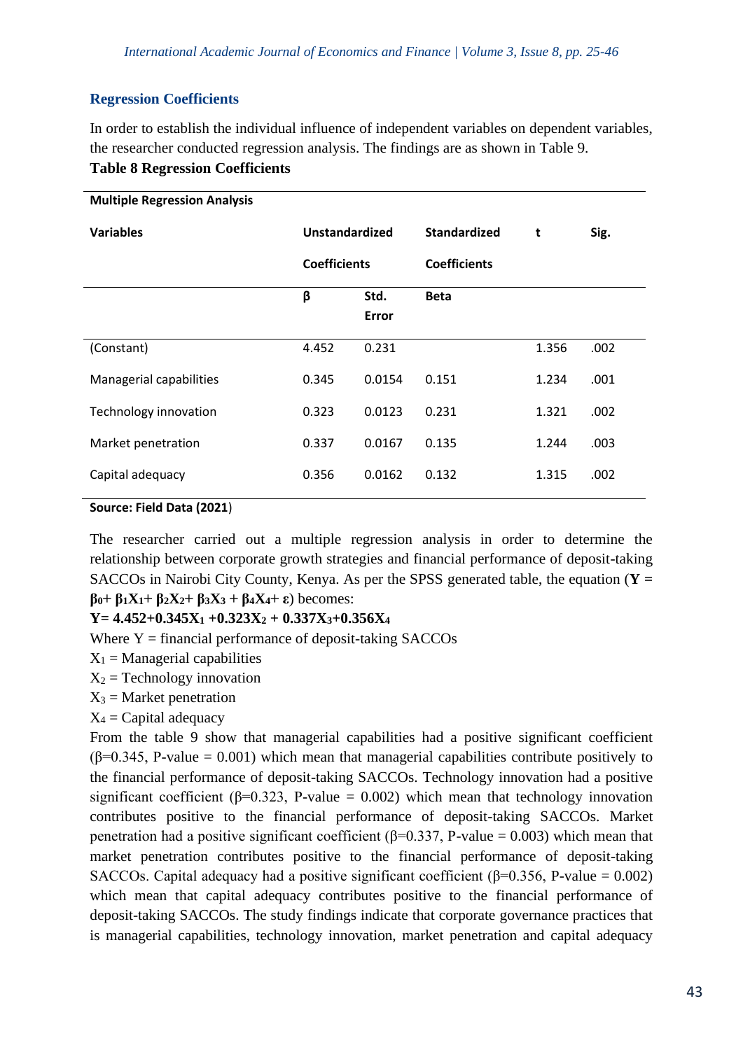### Regression Coefficients

In order to establish the individual influence of independent variables on dependent variables, the researcher conducted regression analysis. The findings are as shown in Table 9.

**Table 8 Regression Coefficients**

| **Multiple Regression Analysis** | | | | | |
|---|---|---|---|---|---|
| **Variables** | **Unstandardized Coefficients** | | **Standardized Coefficients** | **t** | **Sig.** |
| | **β** | **Std. Error** | **Beta** | | |
| (Constant) | 4.452 | 0.231 | | 1.356 | .002 |
| Managerial capabilities | 0.345 | 0.0154 | 0.151 | 1.234 | .001 |
| Technology innovation | 0.323 | 0.0123 | 0.231 | 1.321 | .002 |
| Market penetration | 0.337 | 0.0167 | 0.135 | 1.244 | .003 |
| Capital adequacy | 0.356 | 0.0162 | 0.132 | 1.315 | .002 |

**Source: Field Data (2021**)

The researcher carried out a multiple regression analysis in order to determine the relationship between corporate growth strategies and financial performance of deposit-taking SACCOs in Nairobi City County, Kenya. As per the SPSS generated table, the equation ($\mathbf{Y = \beta_0 + \beta_1 X_1 + \beta_2 X_2 + \beta_3 X_3 + \beta_4 X_4 + \varepsilon}$) becomes:

$$\mathbf{Y = 4.452 + 0.345X_1 + 0.323X_2 + 0.337X_3 + 0.356X_4}$$

Where Y = financial performance of deposit-taking SACCOs

$X_1$ = Managerial capabilities

$X_2$ = Technology innovation

$X_3$ = Market penetration

$X_4$ = Capital adequacy

From the table 9 show that managerial capabilities had a positive significant coefficient ($\beta$=0.345, P-value = 0.001) which mean that managerial capabilities contribute positively to the financial performance of deposit-taking SACCOs. Technology innovation had a positive significant coefficient ($\beta$=0.323, P-value = 0.002) which mean that technology innovation contributes positive to the financial performance of deposit-taking SACCOs. Market penetration had a positive significant coefficient ($\beta$=0.337, P-value = 0.003) which mean that market penetration contributes positive to the financial performance of deposit-taking SACCOs. Capital adequacy had a positive significant coefficient ($\beta$=0.356, P-value = 0.002) which mean that capital adequacy contributes positive to the financial performance of deposit-taking SACCOs. The study findings indicate that corporate governance practices that is managerial capabilities, technology innovation, market penetration and capital adequacy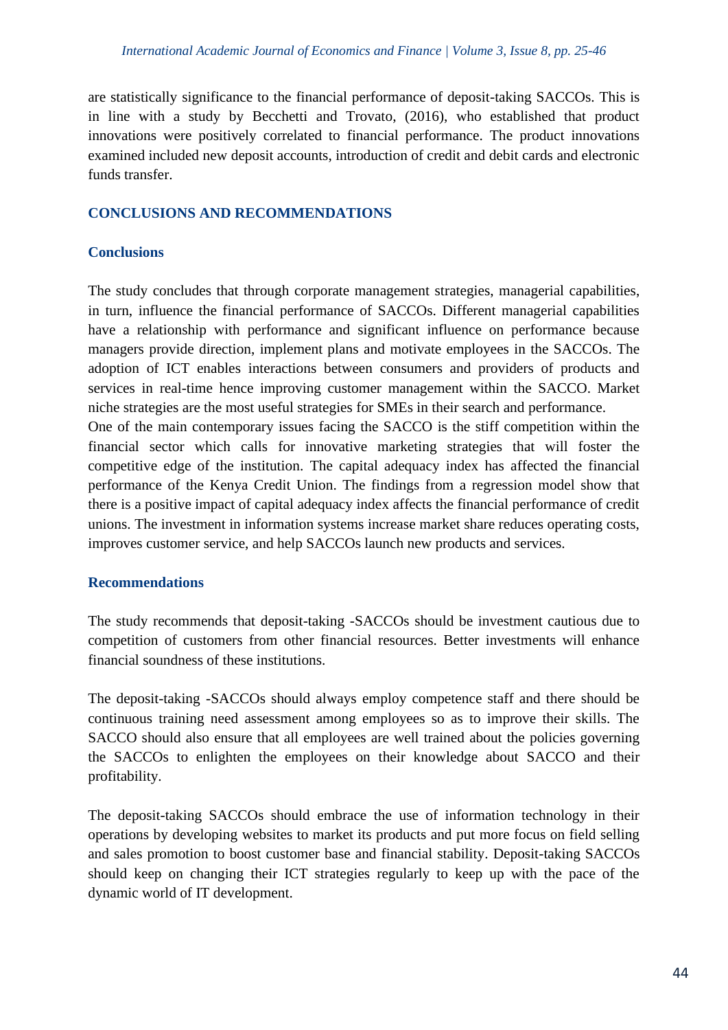are statistically significance to the financial performance of deposit-taking SACCOs. This is in line with a study by Becchetti and Trovato, (2016), who established that product innovations were positively correlated to financial performance. The product innovations examined included new deposit accounts, introduction of credit and debit cards and electronic funds transfer.

## CONCLUSIONS AND RECOMMENDATIONS

### Conclusions

The study concludes that through corporate management strategies, managerial capabilities, in turn, influence the financial performance of SACCOs. Different managerial capabilities have a relationship with performance and significant influence on performance because managers provide direction, implement plans and motivate employees in the SACCOs. The adoption of ICT enables interactions between consumers and providers of products and services in real-time hence improving customer management within the SACCO. Market niche strategies are the most useful strategies for SMEs in their search and performance.

One of the main contemporary issues facing the SACCO is the stiff competition within the financial sector which calls for innovative marketing strategies that will foster the competitive edge of the institution. The capital adequacy index has affected the financial performance of the Kenya Credit Union. The findings from a regression model show that there is a positive impact of capital adequacy index affects the financial performance of credit unions. The investment in information systems increase market share reduces operating costs, improves customer service, and help SACCOs launch new products and services.

### Recommendations

The study recommends that deposit-taking -SACCOs should be investment cautious due to competition of customers from other financial resources. Better investments will enhance financial soundness of these institutions.

The deposit-taking -SACCOs should always employ competence staff and there should be continuous training need assessment among employees so as to improve their skills. The SACCO should also ensure that all employees are well trained about the policies governing the SACCOs to enlighten the employees on their knowledge about SACCO and their profitability.

The deposit-taking SACCOs should embrace the use of information technology in their operations by developing websites to market its products and put more focus on field selling and sales promotion to boost customer base and financial stability. Deposit-taking SACCOs should keep on changing their ICT strategies regularly to keep up with the pace of the dynamic world of IT development.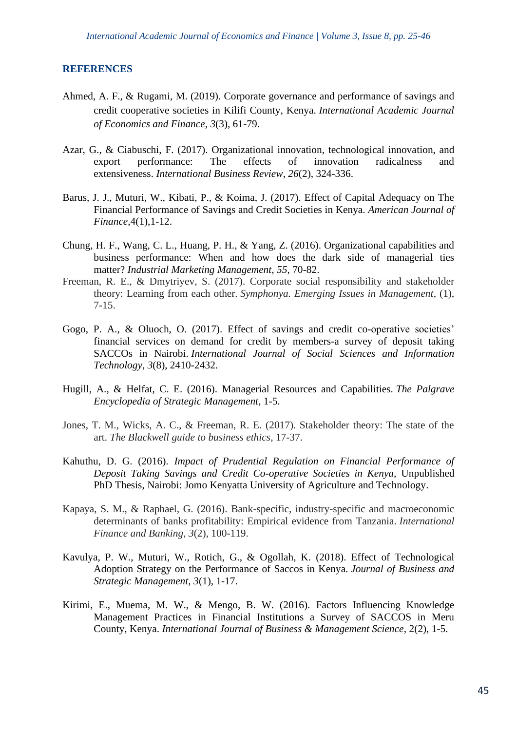## REFERENCES

Ahmed, A. F., & Rugami, M. (2019). Corporate governance and performance of savings and credit cooperative societies in Kilifi County, Kenya. *International Academic Journal of Economics and Finance*, *3*(3), 61-79.

Azar, G., & Ciabuschi, F. (2017). Organizational innovation, technological innovation, and export performance: The effects of innovation radicalness and extensiveness. *International Business Review*, *26*(2), 324-336.

Barus, J. J., Muturi, W., Kibati, P., & Koima, J. (2017). Effect of Capital Adequacy on The Financial Performance of Savings and Credit Societies in Kenya. *American Journal of Finance*,4(1),1-12.

Chung, H. F., Wang, C. L., Huang, P. H., & Yang, Z. (2016). Organizational capabilities and business performance: When and how does the dark side of managerial ties matter? *Industrial Marketing Management*, *55*, 70-82.

Freeman, R. E., & Dmytriyev, S. (2017). Corporate social responsibility and stakeholder theory: Learning from each other. *Symphonya. Emerging Issues in Management*, (1), 7-15.

Gogo, P. A., & Oluoch, O. (2017). Effect of savings and credit co-operative societies' financial services on demand for credit by members-a survey of deposit taking SACCOs in Nairobi. *International Journal of Social Sciences and Information Technology*, *3*(8), 2410-2432.

Hugill, A., & Helfat, C. E. (2016). Managerial Resources and Capabilities. *The Palgrave Encyclopedia of Strategic Management*, 1-5.

Jones, T. M., Wicks, A. C., & Freeman, R. E. (2017). Stakeholder theory: The state of the art. *The Blackwell guide to business ethics*, 17-37.

Kahuthu, D. G. (2016). *Impact of Prudential Regulation on Financial Performance of Deposit Taking Savings and Credit Co-operative Societies in Kenya*, Unpublished PhD Thesis, Nairobi: Jomo Kenyatta University of Agriculture and Technology.

Kapaya, S. M., & Raphael, G. (2016). Bank-specific, industry-specific and macroeconomic determinants of banks profitability: Empirical evidence from Tanzania. *International Finance and Banking*, *3*(2), 100-119.

Kavulya, P. W., Muturi, W., Rotich, G., & Ogollah, K. (2018). Effect of Technological Adoption Strategy on the Performance of Saccos in Kenya. *Journal of Business and Strategic Management*, *3*(1), 1-17.

Kirimi, E., Muema, M. W., & Mengo, B. W. (2016). Factors Influencing Knowledge Management Practices in Financial Institutions a Survey of SACCOS in Meru County, Kenya. *International Journal of Business & Management Science*, 2(2), 1-5.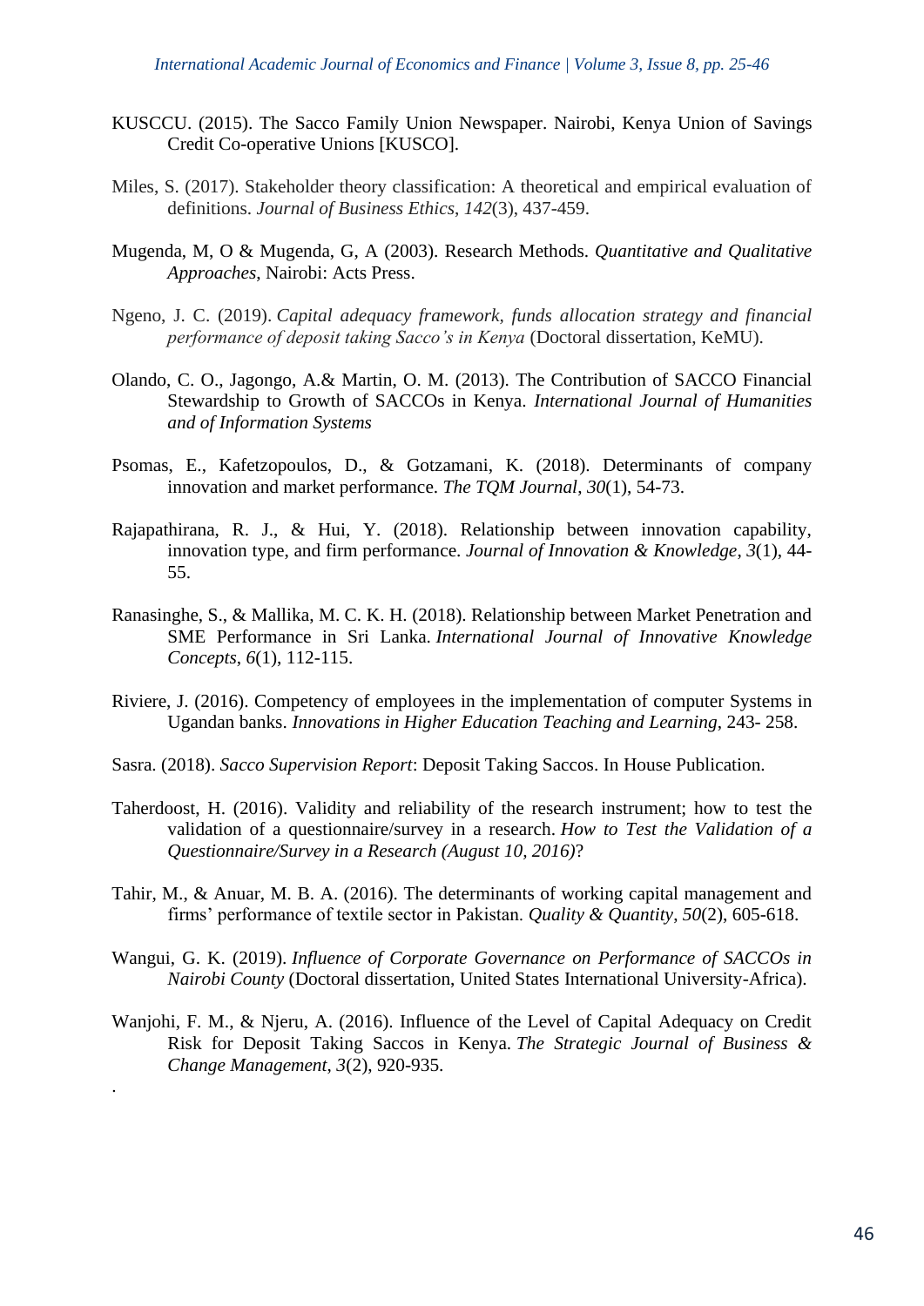KUSCCU. (2015). The Sacco Family Union Newspaper. Nairobi, Kenya Union of Savings Credit Co-operative Unions [KUSCO].

Miles, S. (2017). Stakeholder theory classification: A theoretical and empirical evaluation of definitions. *Journal of Business Ethics*, *142*(3), 437-459.

Mugenda, M, O & Mugenda, G, A (2003). Research Methods. *Quantitative and Qualitative Approaches*, Nairobi: Acts Press.

Ngeno, J. C. (2019). *Capital adequacy framework, funds allocation strategy and financial performance of deposit taking Sacco's in Kenya* (Doctoral dissertation, KeMU).

Olando, C. O., Jagongo, A.& Martin, O. M. (2013). The Contribution of SACCO Financial Stewardship to Growth of SACCOs in Kenya. *International Journal of Humanities and of Information Systems*

Psomas, E., Kafetzopoulos, D., & Gotzamani, K. (2018). Determinants of company innovation and market performance. *The TQM Journal*, *30*(1), 54-73.

Rajapathirana, R. J., & Hui, Y. (2018). Relationship between innovation capability, innovation type, and firm performance. *Journal of Innovation & Knowledge*, *3*(1), 44-55.

Ranasinghe, S., & Mallika, M. C. K. H. (2018). Relationship between Market Penetration and SME Performance in Sri Lanka. *International Journal of Innovative Knowledge Concepts*, *6*(1), 112-115.

Riviere, J. (2016). Competency of employees in the implementation of computer Systems in Ugandan banks. *Innovations in Higher Education Teaching and Learning*, 243- 258.

Sasra. (2018). *Sacco Supervision Report*: Deposit Taking Saccos. In House Publication.

Taherdoost, H. (2016). Validity and reliability of the research instrument; how to test the validation of a questionnaire/survey in a research. *How to Test the Validation of a Questionnaire/Survey in a Research (August 10, 2016)*?

Tahir, M., & Anuar, M. B. A. (2016). The determinants of working capital management and firms' performance of textile sector in Pakistan. *Quality & Quantity*, *50*(2), 605-618.

Wangui, G. K. (2019). *Influence of Corporate Governance on Performance of SACCOs in Nairobi County* (Doctoral dissertation, United States International University-Africa).

Wanjohi, F. M., & Njeru, A. (2016). Influence of the Level of Capital Adequacy on Credit Risk for Deposit Taking Saccos in Kenya. *The Strategic Journal of Business & Change Management*, *3*(2), 920-935.